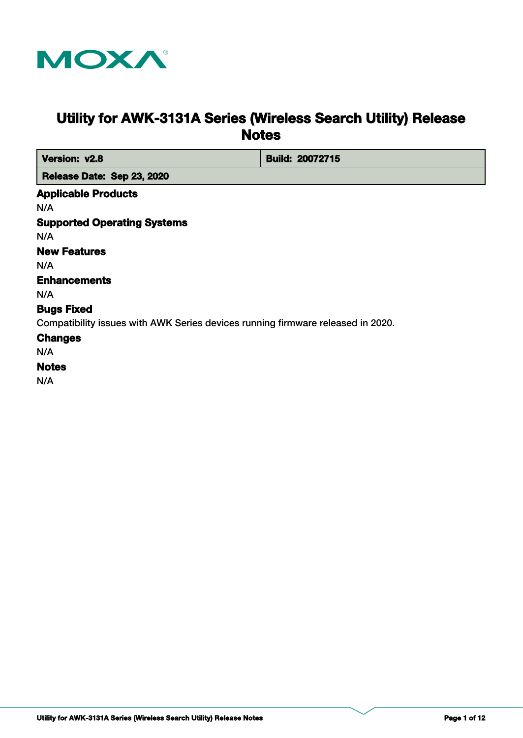# Utility for AWK-3131A Series (Wireless Search Utility) Release Notes

| Version: v2.8 | Build: 20072715 |
| --- | --- |
| Release Date: Sep 23, 2020 | |

## Applicable Products

N/A

## Supported Operating Systems

N/A

## New Features

N/A

## Enhancements

N/A

## Bugs Fixed

Compatibility issues with AWK Series devices running firmware released in 2020.

## Changes

N/A

## Notes

N/A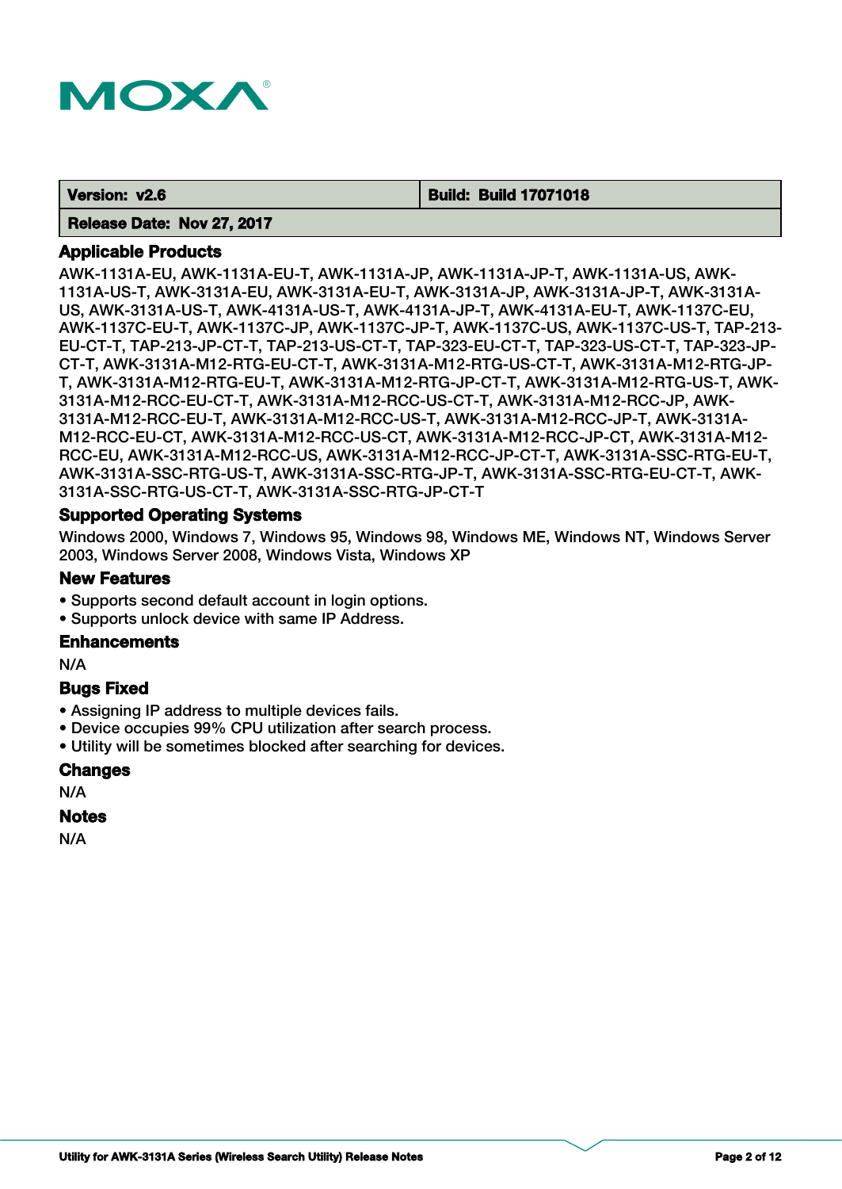| Version: v2.6 | Build: Build 17071018 |
| --- | --- |
| Release Date: Nov 27, 2017 | |

## Applicable Products

AWK-1131A-EU, AWK-1131A-EU-T, AWK-1131A-JP, AWK-1131A-JP-T, AWK-1131A-US, AWK-1131A-US-T, AWK-3131A-EU, AWK-3131A-EU-T, AWK-3131A-JP, AWK-3131A-JP-T, AWK-3131A-US, AWK-3131A-US-T, AWK-4131A-US-T, AWK-4131A-JP-T, AWK-4131A-EU-T, AWK-1137C-EU, AWK-1137C-EU-T, AWK-1137C-JP, AWK-1137C-JP-T, AWK-1137C-US, AWK-1137C-US-T, TAP-213-EU-CT-T, TAP-213-JP-CT-T, TAP-213-US-CT-T, TAP-323-EU-CT-T, TAP-323-US-CT-T, TAP-323-JP-CT-T, AWK-3131A-M12-RTG-EU-CT-T, AWK-3131A-M12-RTG-US-CT-T, AWK-3131A-M12-RTG-JP-T, AWK-3131A-M12-RTG-EU-T, AWK-3131A-M12-RTG-JP-CT-T, AWK-3131A-M12-RTG-US-T, AWK-3131A-M12-RCC-EU-CT-T, AWK-3131A-M12-RCC-US-CT-T, AWK-3131A-M12-RCC-JP, AWK-3131A-M12-RCC-EU-T, AWK-3131A-M12-RCC-US-T, AWK-3131A-M12-RCC-JP-T, AWK-3131A-M12-RCC-EU-CT, AWK-3131A-M12-RCC-US-CT, AWK-3131A-M12-RCC-JP-CT, AWK-3131A-M12-RCC-EU, AWK-3131A-M12-RCC-US, AWK-3131A-M12-RCC-JP-CT-T, AWK-3131A-SSC-RTG-EU-T, AWK-3131A-SSC-RTG-US-T, AWK-3131A-SSC-RTG-JP-T, AWK-3131A-SSC-RTG-EU-CT-T, AWK-3131A-SSC-RTG-US-CT-T, AWK-3131A-SSC-RTG-JP-CT-T

## Supported Operating Systems

Windows 2000, Windows 7, Windows 95, Windows 98, Windows ME, Windows NT, Windows Server 2003, Windows Server 2008, Windows Vista, Windows XP

## New Features

- Supports second default account in login options.
- Supports unlock device with same IP Address.

## Enhancements

N/A

## Bugs Fixed

- Assigning IP address to multiple devices fails.
- Device occupies 99% CPU utilization after search process.
- Utility will be sometimes blocked after searching for devices.

## Changes

N/A

## Notes

N/A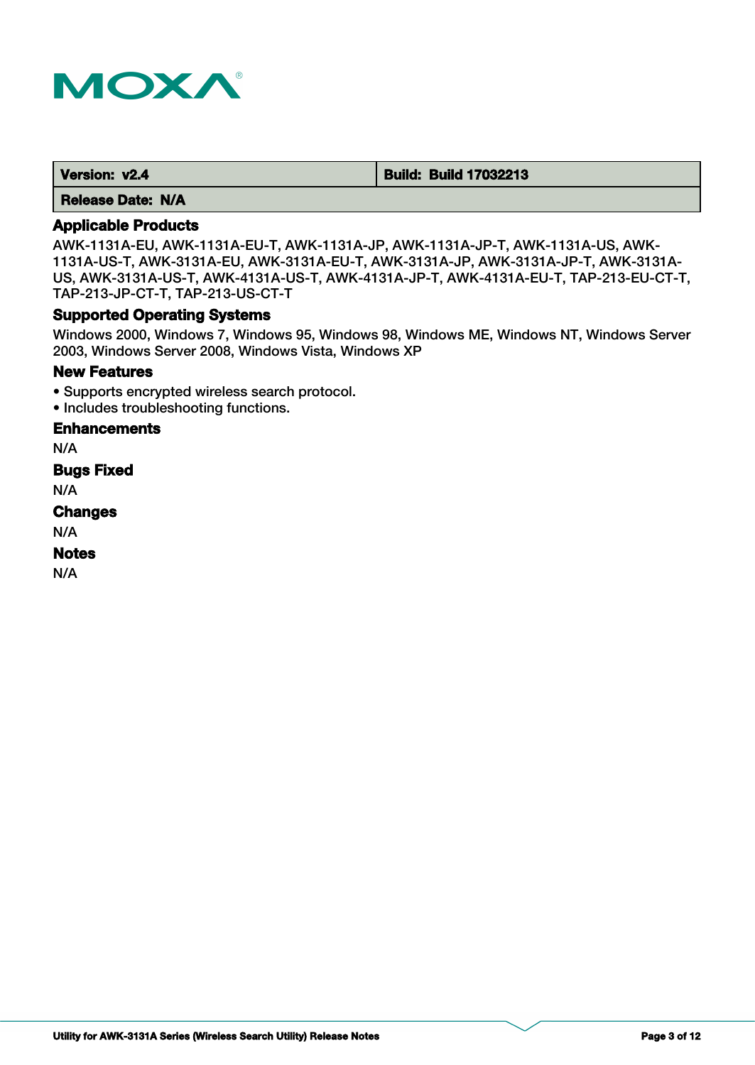| Version: v2.4 | Build: Build 17032213 |
| --- | --- |
| Release Date: N/A | |

## Applicable Products

AWK-1131A-EU, AWK-1131A-EU-T, AWK-1131A-JP, AWK-1131A-JP-T, AWK-1131A-US, AWK-1131A-US-T, AWK-3131A-EU, AWK-3131A-EU-T, AWK-3131A-JP, AWK-3131A-JP-T, AWK-3131A-US, AWK-3131A-US-T, AWK-4131A-US-T, AWK-4131A-JP-T, AWK-4131A-EU-T, TAP-213-EU-CT-T, TAP-213-JP-CT-T, TAP-213-US-CT-T

## Supported Operating Systems

Windows 2000, Windows 7, Windows 95, Windows 98, Windows ME, Windows NT, Windows Server 2003, Windows Server 2008, Windows Vista, Windows XP

## New Features

- Supports encrypted wireless search protocol.
- Includes troubleshooting functions.

## Enhancements

N/A

## Bugs Fixed

N/A

## Changes

N/A

## Notes

N/A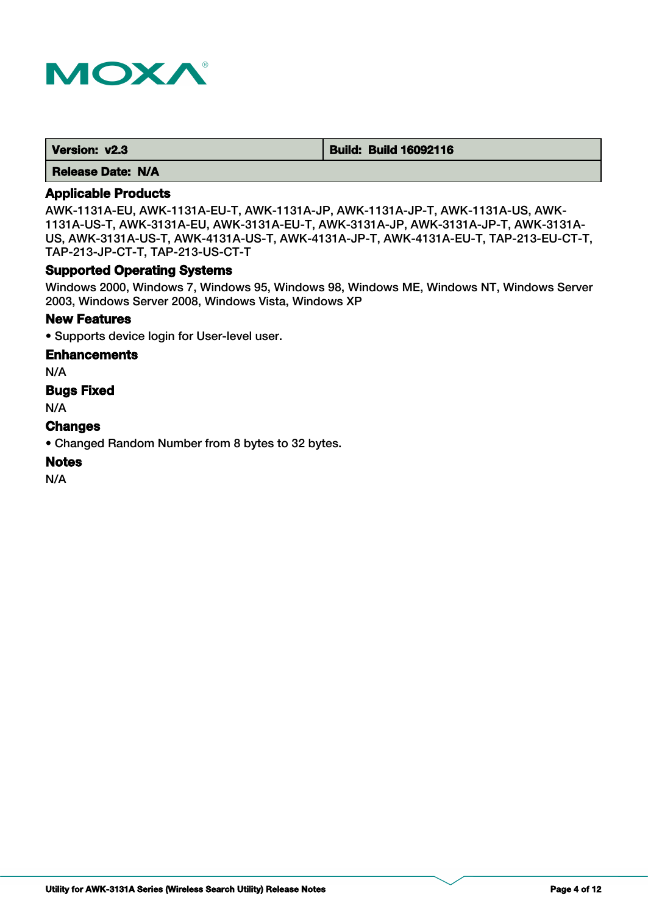| Version: v2.3 | Build: Build 16092116 |
| --- | --- |
| Release Date: N/A | |

### Applicable Products

AWK-1131A-EU, AWK-1131A-EU-T, AWK-1131A-JP, AWK-1131A-JP-T, AWK-1131A-US, AWK-1131A-US-T, AWK-3131A-EU, AWK-3131A-EU-T, AWK-3131A-JP, AWK-3131A-JP-T, AWK-3131A-US, AWK-3131A-US-T, AWK-4131A-US-T, AWK-4131A-JP-T, AWK-4131A-EU-T, TAP-213-EU-CT-T, TAP-213-JP-CT-T, TAP-213-US-CT-T

### Supported Operating Systems

Windows 2000, Windows 7, Windows 95, Windows 98, Windows ME, Windows NT, Windows Server 2003, Windows Server 2008, Windows Vista, Windows XP

### New Features

• Supports device login for User-level user.

### Enhancements

N/A

### Bugs Fixed

N/A

### Changes

• Changed Random Number from 8 bytes to 32 bytes.

### Notes

N/A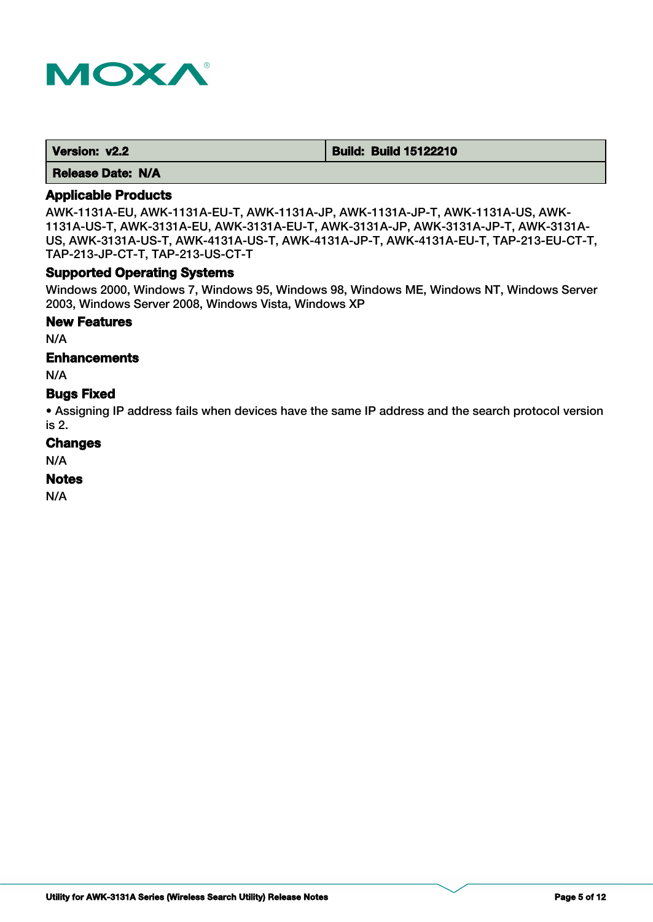MOXA

| Version: v2.2 | Build: Build 15122210 |
| --- | --- |
| Release Date: N/A | |

### Applicable Products

AWK-1131A-EU, AWK-1131A-EU-T, AWK-1131A-JP, AWK-1131A-JP-T, AWK-1131A-US, AWK-1131A-US-T, AWK-3131A-EU, AWK-3131A-EU-T, AWK-3131A-JP, AWK-3131A-JP-T, AWK-3131A-US, AWK-3131A-US-T, AWK-4131A-US-T, AWK-4131A-JP-T, AWK-4131A-EU-T, TAP-213-EU-CT-T, TAP-213-JP-CT-T, TAP-213-US-CT-T

### Supported Operating Systems

Windows 2000, Windows 7, Windows 95, Windows 98, Windows ME, Windows NT, Windows Server 2003, Windows Server 2008, Windows Vista, Windows XP

### New Features

N/A

### Enhancements

N/A

### Bugs Fixed

- Assigning IP address fails when devices have the same IP address and the search protocol version is 2.

### Changes

N/A

### Notes

N/A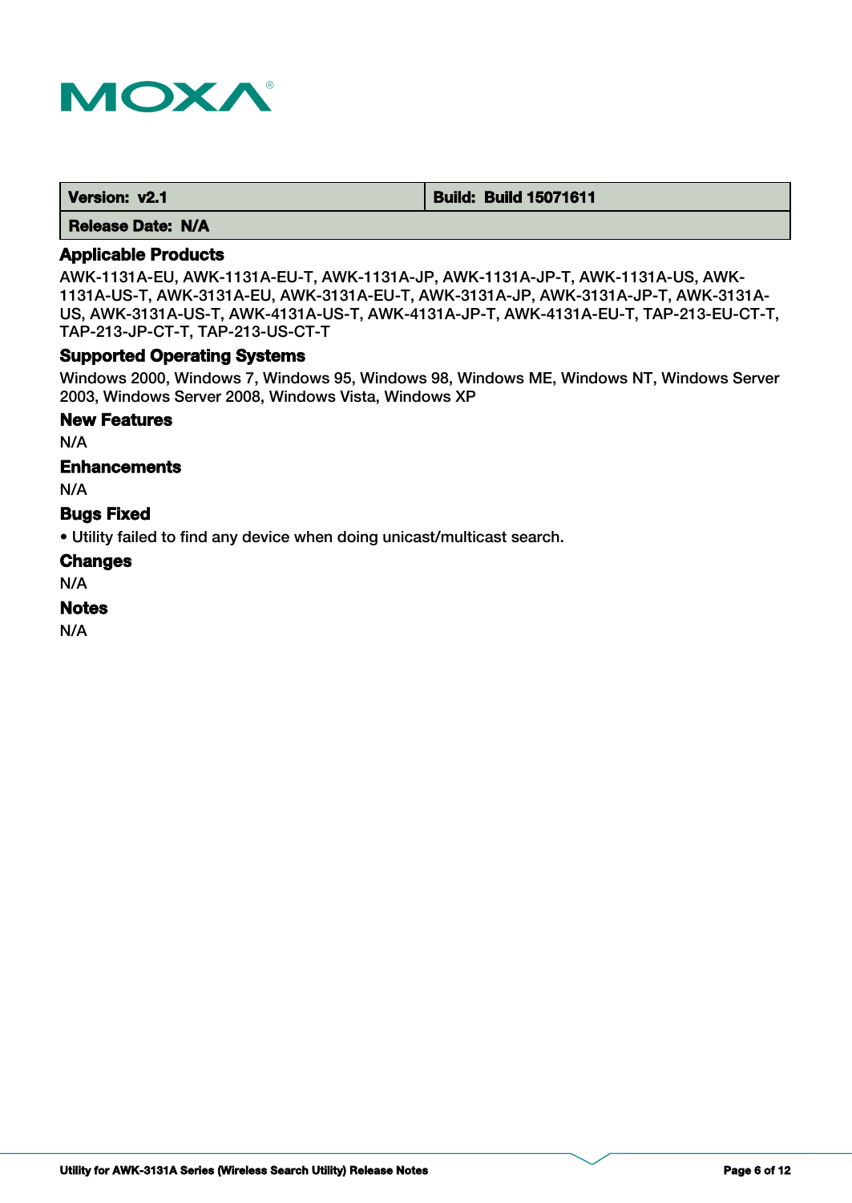| Version: v2.1 | Build: Build 15071611 |
| --- | --- |
| Release Date: N/A | |

### Applicable Products

AWK-1131A-EU, AWK-1131A-EU-T, AWK-1131A-JP, AWK-1131A-JP-T, AWK-1131A-US, AWK-1131A-US-T, AWK-3131A-EU, AWK-3131A-EU-T, AWK-3131A-JP, AWK-3131A-JP-T, AWK-3131A-US, AWK-3131A-US-T, AWK-4131A-US-T, AWK-4131A-JP-T, AWK-4131A-EU-T, TAP-213-EU-CT-T, TAP-213-JP-CT-T, TAP-213-US-CT-T

### Supported Operating Systems

Windows 2000, Windows 7, Windows 95, Windows 98, Windows ME, Windows NT, Windows Server 2003, Windows Server 2008, Windows Vista, Windows XP

### New Features

N/A

### Enhancements

N/A

### Bugs Fixed

- Utility failed to find any device when doing unicast/multicast search.

### Changes

N/A

### Notes

N/A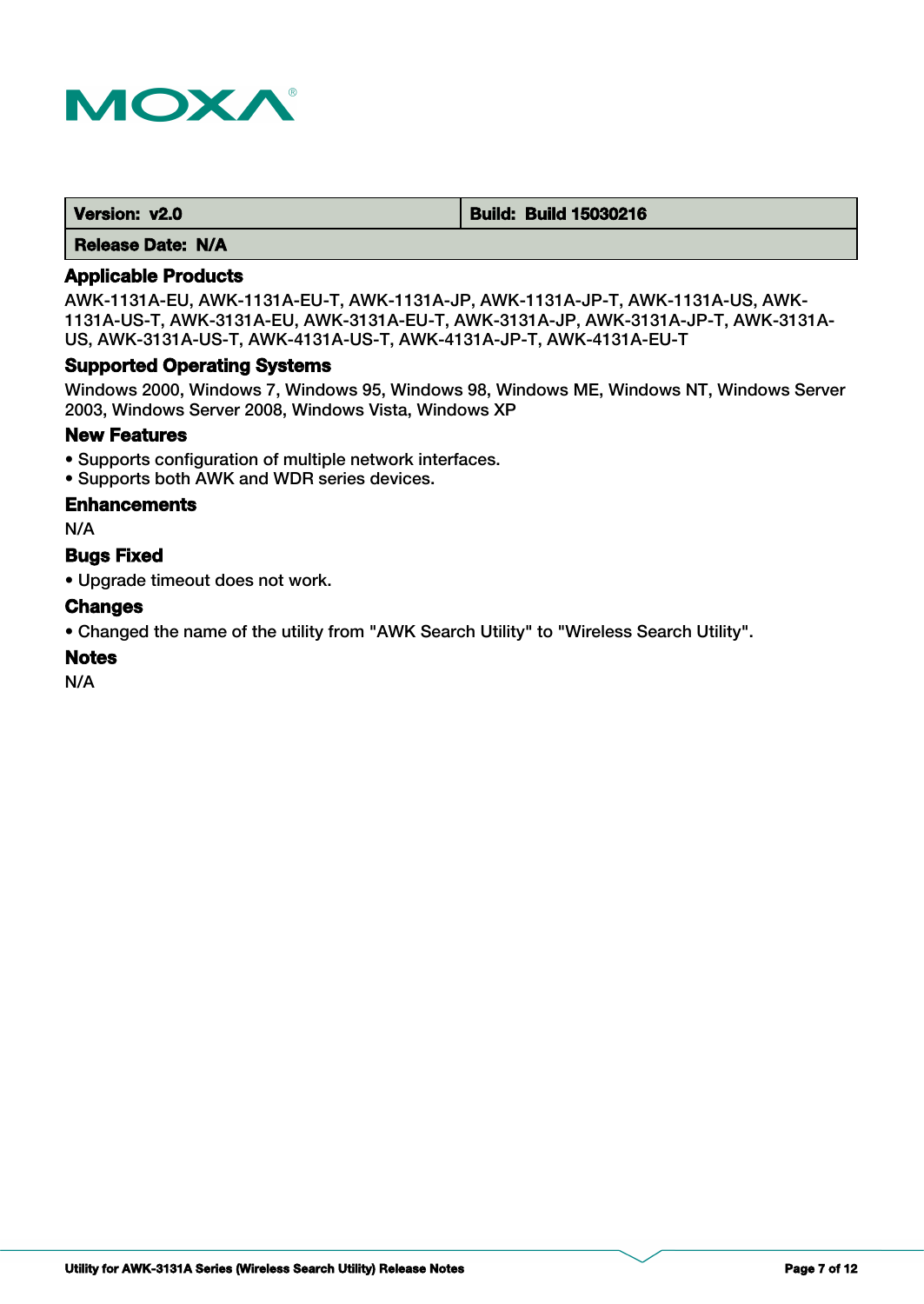| Version: v2.0 | Build: Build 15030216 |
|---|---|
| Release Date: N/A | |

## Applicable Products

AWK-1131A-EU, AWK-1131A-EU-T, AWK-1131A-JP, AWK-1131A-JP-T, AWK-1131A-US, AWK-1131A-US-T, AWK-3131A-EU, AWK-3131A-EU-T, AWK-3131A-JP, AWK-3131A-JP-T, AWK-3131A-US, AWK-3131A-US-T, AWK-4131A-US-T, AWK-4131A-JP-T, AWK-4131A-EU-T

## Supported Operating Systems

Windows 2000, Windows 7, Windows 95, Windows 98, Windows ME, Windows NT, Windows Server 2003, Windows Server 2008, Windows Vista, Windows XP

## New Features

- Supports configuration of multiple network interfaces.
- Supports both AWK and WDR series devices.

## Enhancements

N/A

## Bugs Fixed

- Upgrade timeout does not work.

## Changes

- Changed the name of the utility from "AWK Search Utility" to "Wireless Search Utility".

## Notes

N/A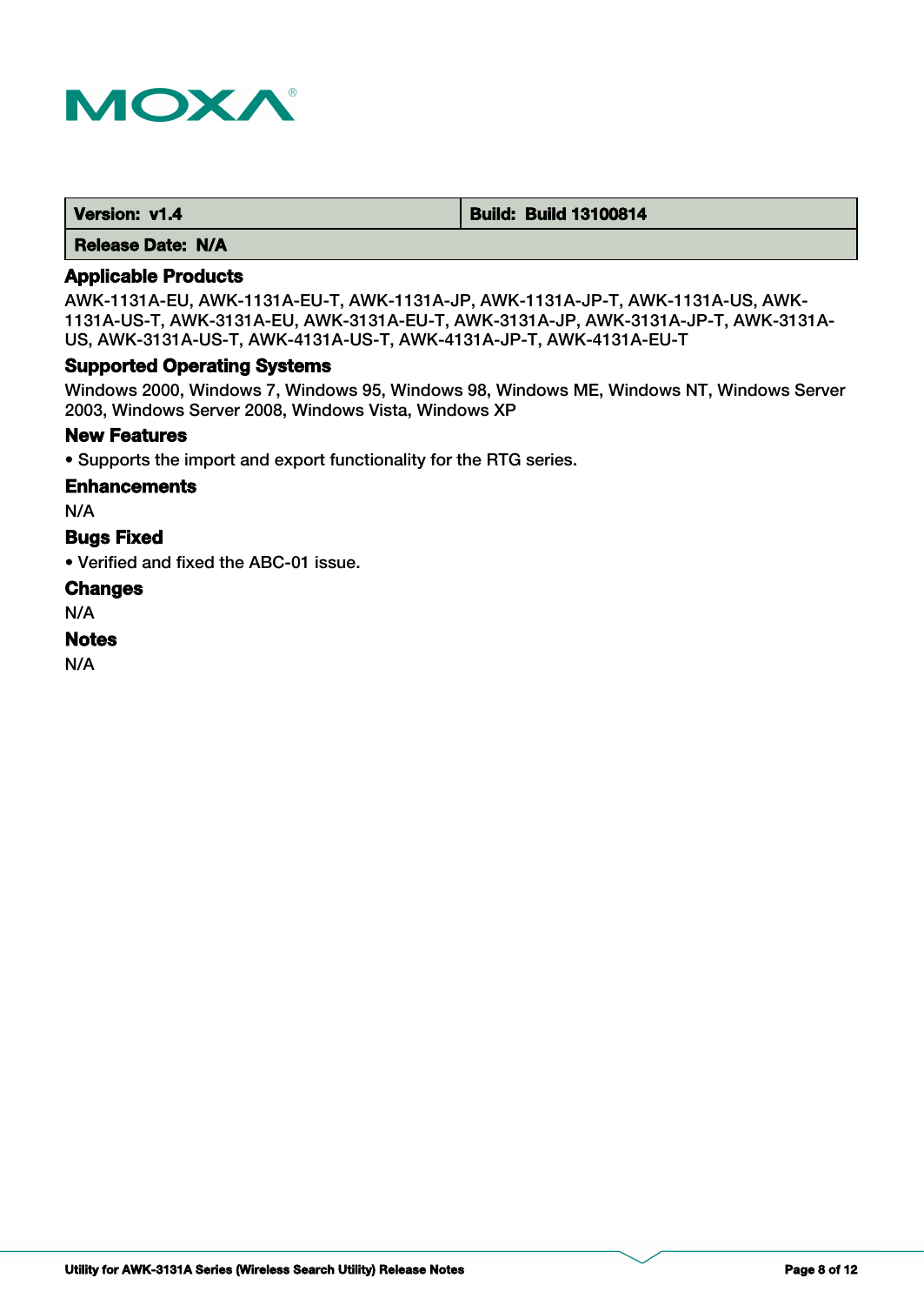| Version: v1.4 | Build: Build 13100814 |
| --- | --- |
| Release Date: N/A | |

### Applicable Products

AWK-1131A-EU, AWK-1131A-EU-T, AWK-1131A-JP, AWK-1131A-JP-T, AWK-1131A-US, AWK-1131A-US-T, AWK-3131A-EU, AWK-3131A-EU-T, AWK-3131A-JP, AWK-3131A-JP-T, AWK-3131A-US, AWK-3131A-US-T, AWK-4131A-US-T, AWK-4131A-JP-T, AWK-4131A-EU-T

### Supported Operating Systems

Windows 2000, Windows 7, Windows 95, Windows 98, Windows ME, Windows NT, Windows Server 2003, Windows Server 2008, Windows Vista, Windows XP

### New Features

- Supports the import and export functionality for the RTG series.

### Enhancements

N/A

### Bugs Fixed

- Verified and fixed the ABC-01 issue.

### Changes

N/A

### Notes

N/A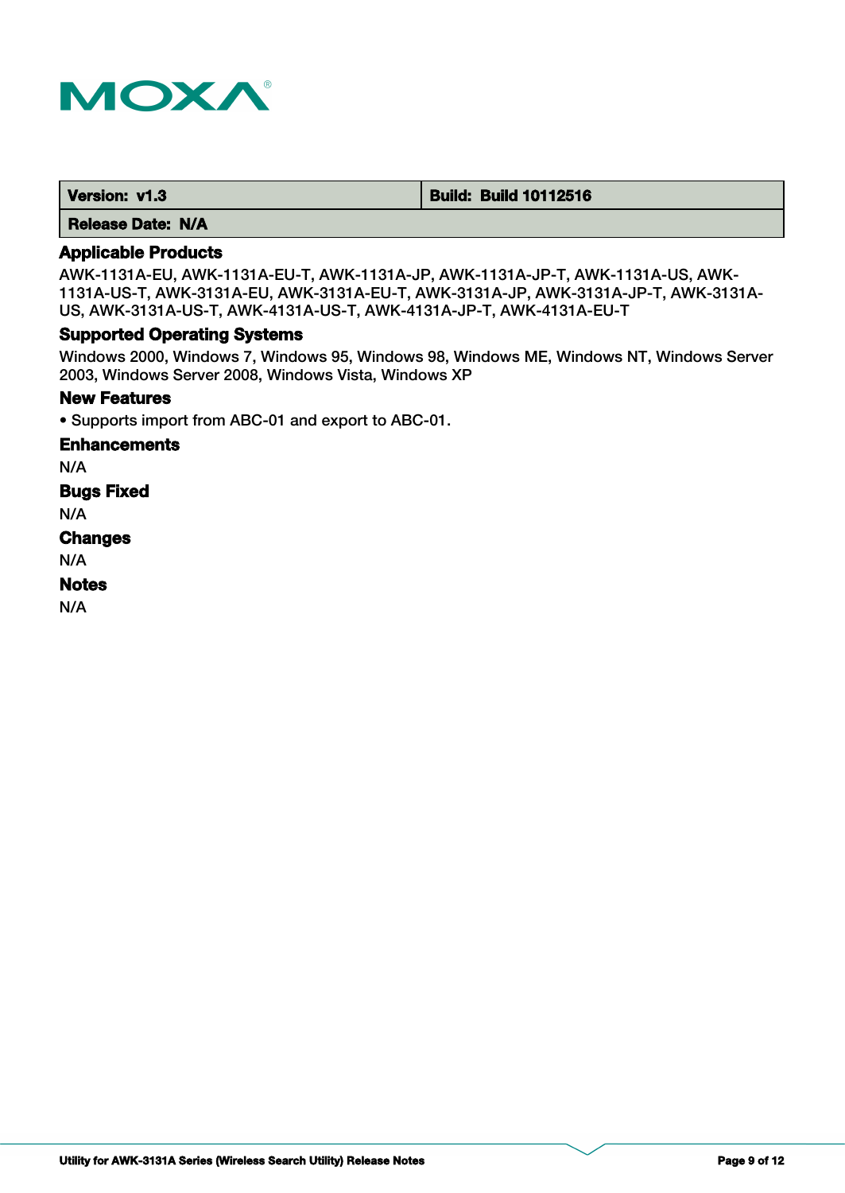| Version: v1.3 | Build: Build 10112516 |
| --- | --- |
| Release Date: N/A | |

### Applicable Products

AWK-1131A-EU, AWK-1131A-EU-T, AWK-1131A-JP, AWK-1131A-JP-T, AWK-1131A-US, AWK-1131A-US-T, AWK-3131A-EU, AWK-3131A-EU-T, AWK-3131A-JP, AWK-3131A-JP-T, AWK-3131A-US, AWK-3131A-US-T, AWK-4131A-US-T, AWK-4131A-JP-T, AWK-4131A-EU-T

### Supported Operating Systems

Windows 2000, Windows 7, Windows 95, Windows 98, Windows ME, Windows NT, Windows Server 2003, Windows Server 2008, Windows Vista, Windows XP

### New Features

- Supports import from ABC-01 and export to ABC-01.

### Enhancements

N/A

### Bugs Fixed

N/A

### Changes

N/A

### Notes

N/A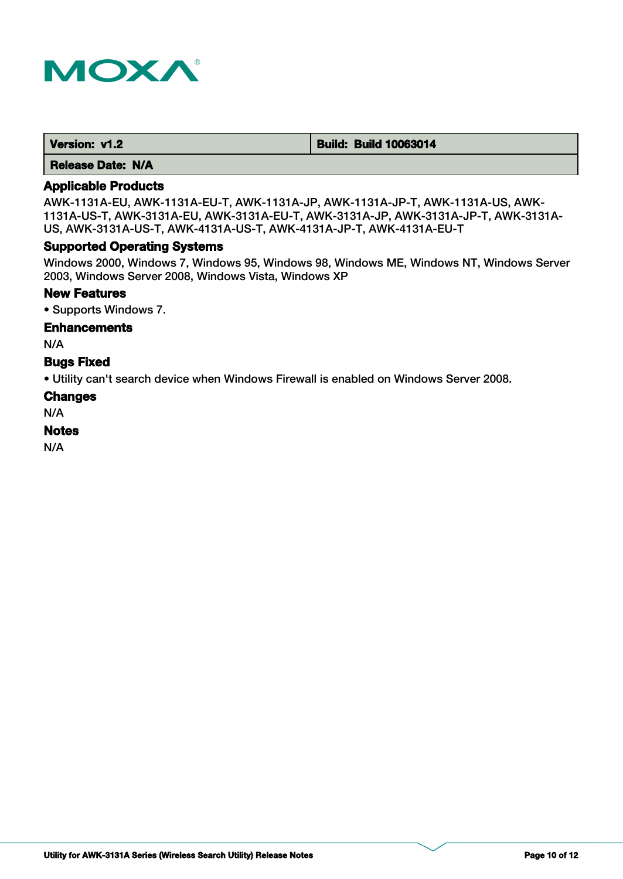| Version: v1.2 | Build: Build 10063014 |
| --- | --- |
| Release Date: N/A | |

### Applicable Products

AWK-1131A-EU, AWK-1131A-EU-T, AWK-1131A-JP, AWK-1131A-JP-T, AWK-1131A-US, AWK-1131A-US-T, AWK-3131A-EU, AWK-3131A-EU-T, AWK-3131A-JP, AWK-3131A-JP-T, AWK-3131A-US, AWK-3131A-US-T, AWK-4131A-US-T, AWK-4131A-JP-T, AWK-4131A-EU-T

### Supported Operating Systems

Windows 2000, Windows 7, Windows 95, Windows 98, Windows ME, Windows NT, Windows Server 2003, Windows Server 2008, Windows Vista, Windows XP

### New Features

- Supports Windows 7.

### Enhancements

N/A

### Bugs Fixed

- Utility can't search device when Windows Firewall is enabled on Windows Server 2008.

### Changes

N/A

### Notes

N/A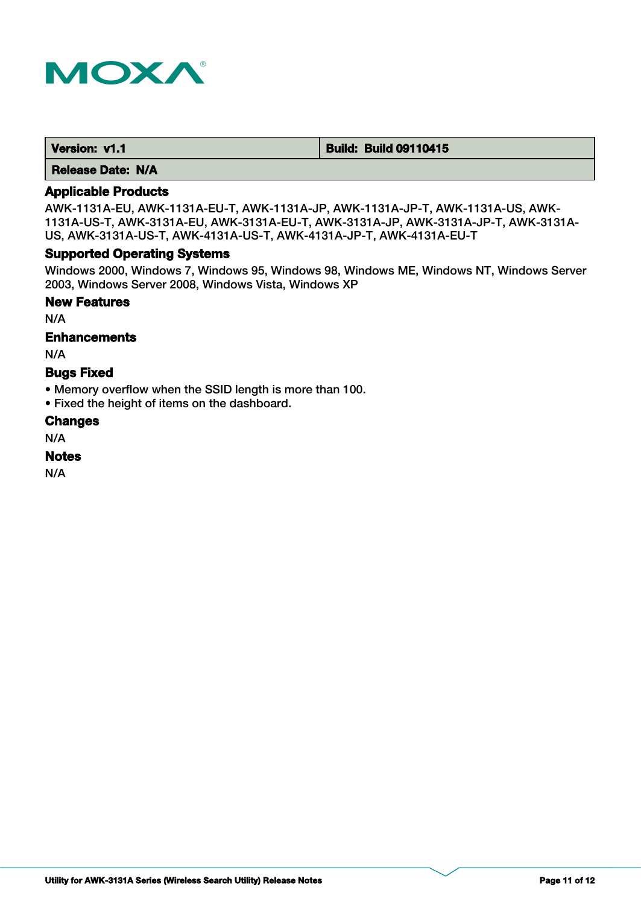| Version: v1.1 | Build: Build 09110415 |
| --- | --- |
| Release Date: N/A | |

### Applicable Products

AWK-1131A-EU, AWK-1131A-EU-T, AWK-1131A-JP, AWK-1131A-JP-T, AWK-1131A-US, AWK-1131A-US-T, AWK-3131A-EU, AWK-3131A-EU-T, AWK-3131A-JP, AWK-3131A-JP-T, AWK-3131A-US, AWK-3131A-US-T, AWK-4131A-US-T, AWK-4131A-JP-T, AWK-4131A-EU-T

### Supported Operating Systems

Windows 2000, Windows 7, Windows 95, Windows 98, Windows ME, Windows NT, Windows Server 2003, Windows Server 2008, Windows Vista, Windows XP

### New Features

N/A

### Enhancements

N/A

### Bugs Fixed

- Memory overflow when the SSID length is more than 100.
- Fixed the height of items on the dashboard.

### Changes

N/A

### Notes

N/A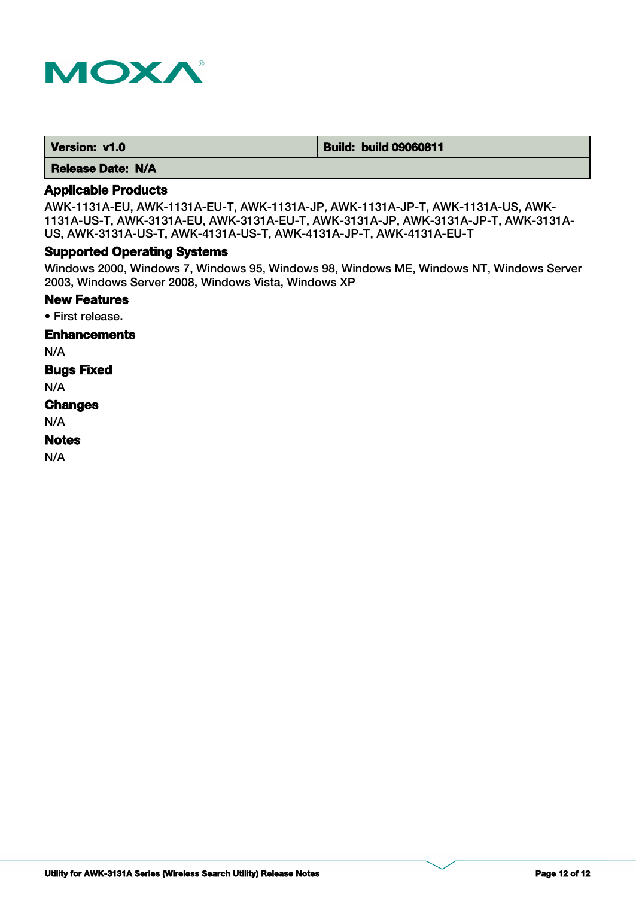| Version: v1.0 | Build: build 09060811 |
|---|---|
| Release Date: N/A | |

### Applicable Products

AWK-1131A-EU, AWK-1131A-EU-T, AWK-1131A-JP, AWK-1131A-JP-T, AWK-1131A-US, AWK-1131A-US-T, AWK-3131A-EU, AWK-3131A-EU-T, AWK-3131A-JP, AWK-3131A-JP-T, AWK-3131A-US, AWK-3131A-US-T, AWK-4131A-US-T, AWK-4131A-JP-T, AWK-4131A-EU-T

### Supported Operating Systems

Windows 2000, Windows 7, Windows 95, Windows 98, Windows ME, Windows NT, Windows Server 2003, Windows Server 2008, Windows Vista, Windows XP

### New Features

- First release.

### Enhancements

N/A

### Bugs Fixed

N/A

### Changes

N/A

### Notes

N/A